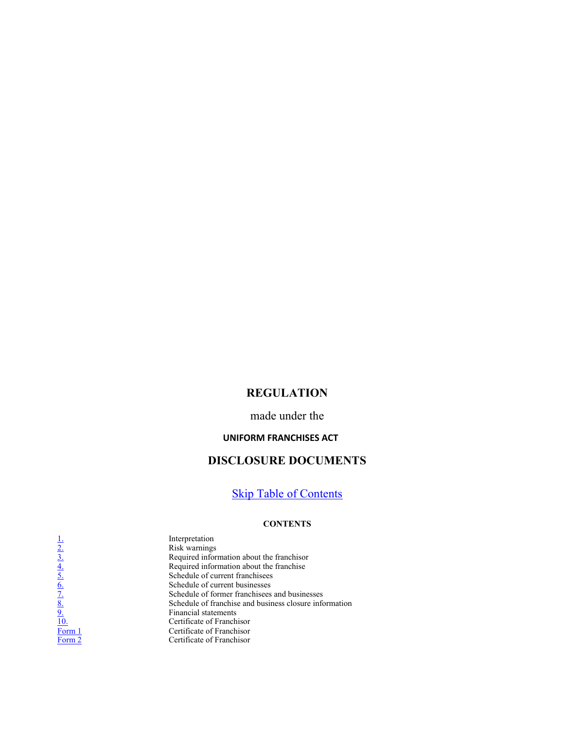# REGULATION

made under the

**UNIFORM FRANCHISES ACT**

## DISCLOSURE DOCUMENTS

[Skip Table of Contents]

**CONTENTS**

| | |
|---|---|
| 1. | Interpretation |
| 2. | Risk warnings |
| 3. | Required information about the franchisor |
| 4. | Required information about the franchise |
| 5. | Schedule of current franchisees |
| 6. | Schedule of current businesses |
| 7. | Schedule of former franchisees and businesses |
| 8. | Schedule of franchise and business closure information |
| 9. | Financial statements |
| 10. | Certificate of Franchisor |
| Form 1 | Certificate of Franchisor |
| Form 2 | Certificate of Franchisor |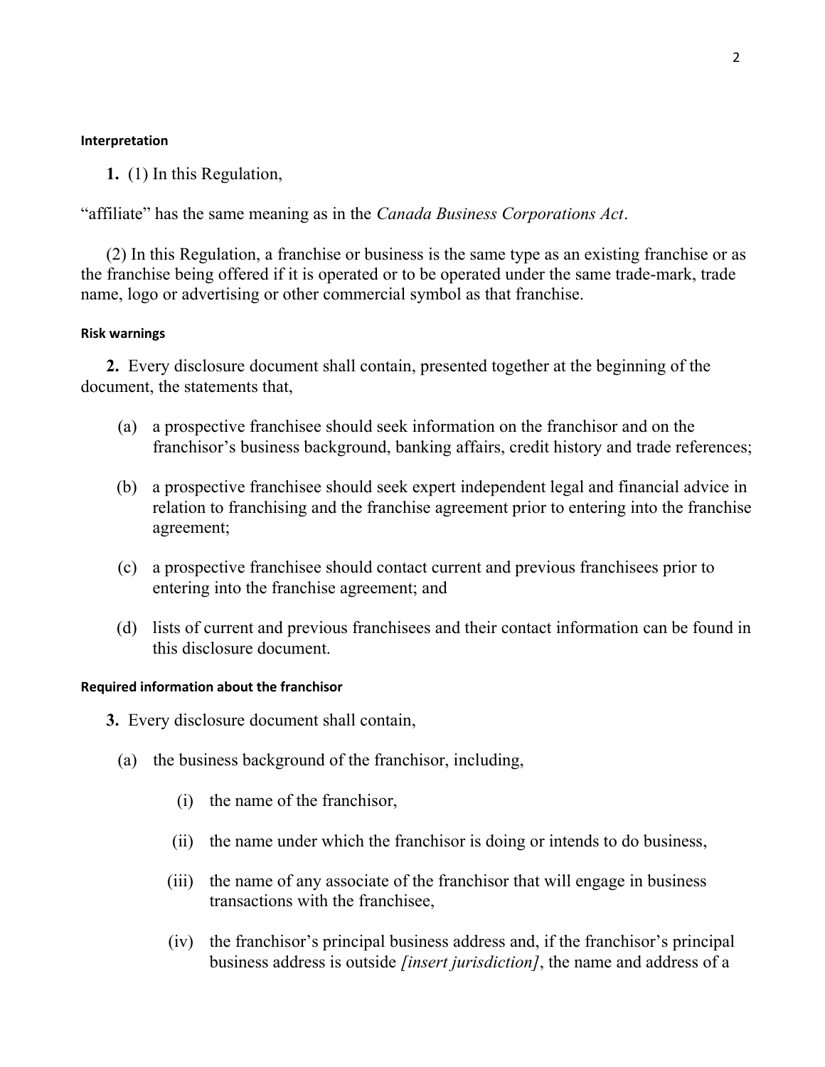#### Interpretation

**1.** (1) In this Regulation,

"affiliate" has the same meaning as in the *Canada Business Corporations Act*.

(2) In this Regulation, a franchise or business is the same type as an existing franchise or as the franchise being offered if it is operated or to be operated under the same trade-mark, trade name, logo or advertising or other commercial symbol as that franchise.

#### Risk warnings

**2.** Every disclosure document shall contain, presented together at the beginning of the document, the statements that,

(a) a prospective franchisee should seek information on the franchisor and on the franchisor's business background, banking affairs, credit history and trade references;

(b) a prospective franchisee should seek expert independent legal and financial advice in relation to franchising and the franchise agreement prior to entering into the franchise agreement;

(c) a prospective franchisee should contact current and previous franchisees prior to entering into the franchise agreement; and

(d) lists of current and previous franchisees and their contact information can be found in this disclosure document.

#### Required information about the franchisor

**3.** Every disclosure document shall contain,

(a) the business background of the franchisor, including,

(i) the name of the franchisor,

(ii) the name under which the franchisor is doing or intends to do business,

(iii) the name of any associate of the franchisor that will engage in business transactions with the franchisee,

(iv) the franchisor's principal business address and, if the franchisor's principal business address is outside *[insert jurisdiction]*, the name and address of a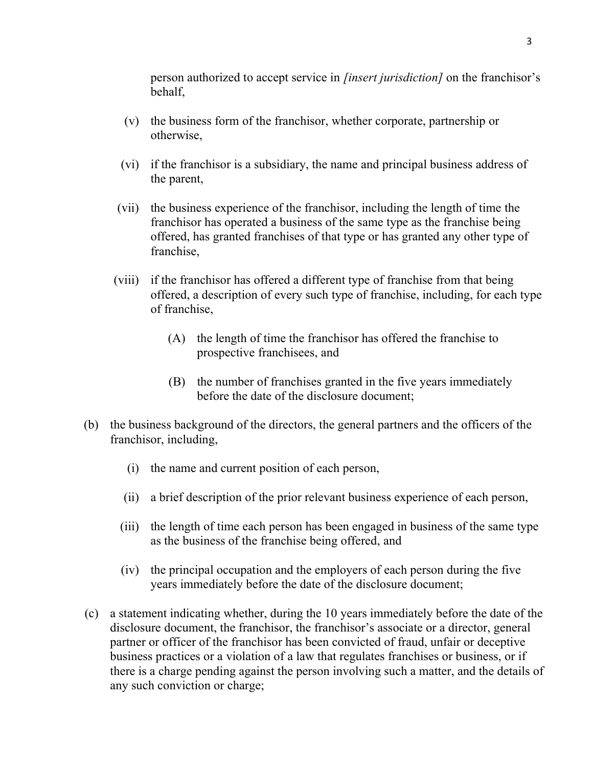person authorized to accept service in *[insert jurisdiction]* on the franchisor's behalf,

(v) the business form of the franchisor, whether corporate, partnership or otherwise,

(vi) if the franchisor is a subsidiary, the name and principal business address of the parent,

(vii) the business experience of the franchisor, including the length of time the franchisor has operated a business of the same type as the franchise being offered, has granted franchises of that type or has granted any other type of franchise,

(viii) if the franchisor has offered a different type of franchise from that being offered, a description of every such type of franchise, including, for each type of franchise,

(A) the length of time the franchisor has offered the franchise to prospective franchisees, and

(B) the number of franchises granted in the five years immediately before the date of the disclosure document;

(b) the business background of the directors, the general partners and the officers of the franchisor, including,

(i) the name and current position of each person,

(ii) a brief description of the prior relevant business experience of each person,

(iii) the length of time each person has been engaged in business of the same type as the business of the franchise being offered, and

(iv) the principal occupation and the employers of each person during the five years immediately before the date of the disclosure document;

(c) a statement indicating whether, during the 10 years immediately before the date of the disclosure document, the franchisor, the franchisor's associate or a director, general partner or officer of the franchisor has been convicted of fraud, unfair or deceptive business practices or a violation of a law that regulates franchises or business, or if there is a charge pending against the person involving such a matter, and the details of any such conviction or charge;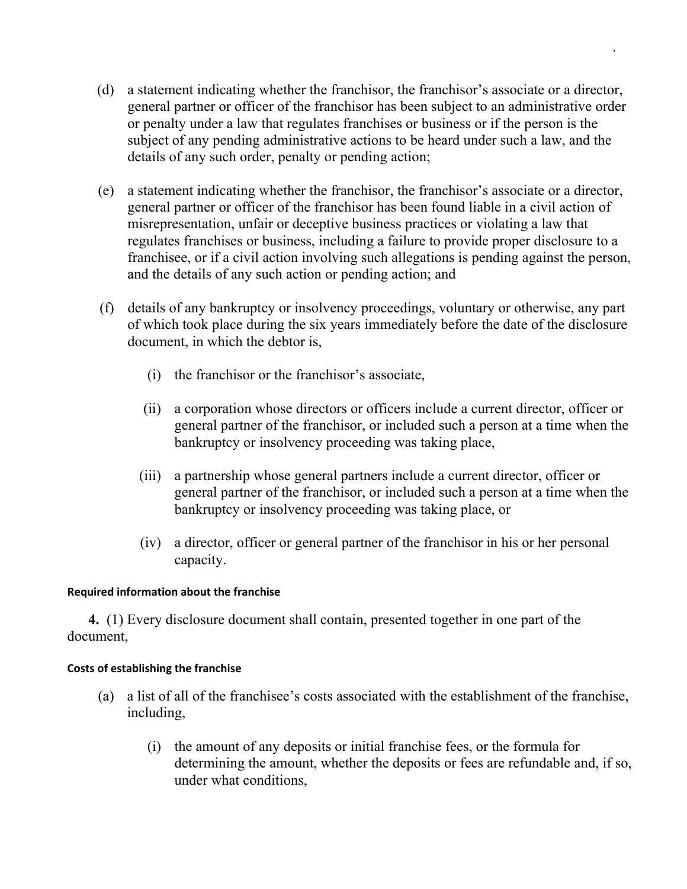(d) a statement indicating whether the franchisor, the franchisor's associate or a director, general partner or officer of the franchisor has been subject to an administrative order or penalty under a law that regulates franchises or business or if the person is the subject of any pending administrative actions to be heard under such a law, and the details of any such order, penalty or pending action;

(e) a statement indicating whether the franchisor, the franchisor's associate or a director, general partner or officer of the franchisor has been found liable in a civil action of misrepresentation, unfair or deceptive business practices or violating a law that regulates franchises or business, including a failure to provide proper disclosure to a franchisee, or if a civil action involving such allegations is pending against the person, and the details of any such action or pending action; and

(f) details of any bankruptcy or insolvency proceedings, voluntary or otherwise, any part of which took place during the six years immediately before the date of the disclosure document, in which the debtor is,

(i) the franchisor or the franchisor's associate,

(ii) a corporation whose directors or officers include a current director, officer or general partner of the franchisor, or included such a person at a time when the bankruptcy or insolvency proceeding was taking place,

(iii) a partnership whose general partners include a current director, officer or general partner of the franchisor, or included such a person at a time when the bankruptcy or insolvency proceeding was taking place, or

(iv) a director, officer or general partner of the franchisor in his or her personal capacity.

**Required information about the franchise**

**4.** (1) Every disclosure document shall contain, presented together in one part of the document,

**Costs of establishing the franchise**

(a) a list of all of the franchisee's costs associated with the establishment of the franchise, including,

(i) the amount of any deposits or initial franchise fees, or the formula for determining the amount, whether the deposits or fees are refundable and, if so, under what conditions,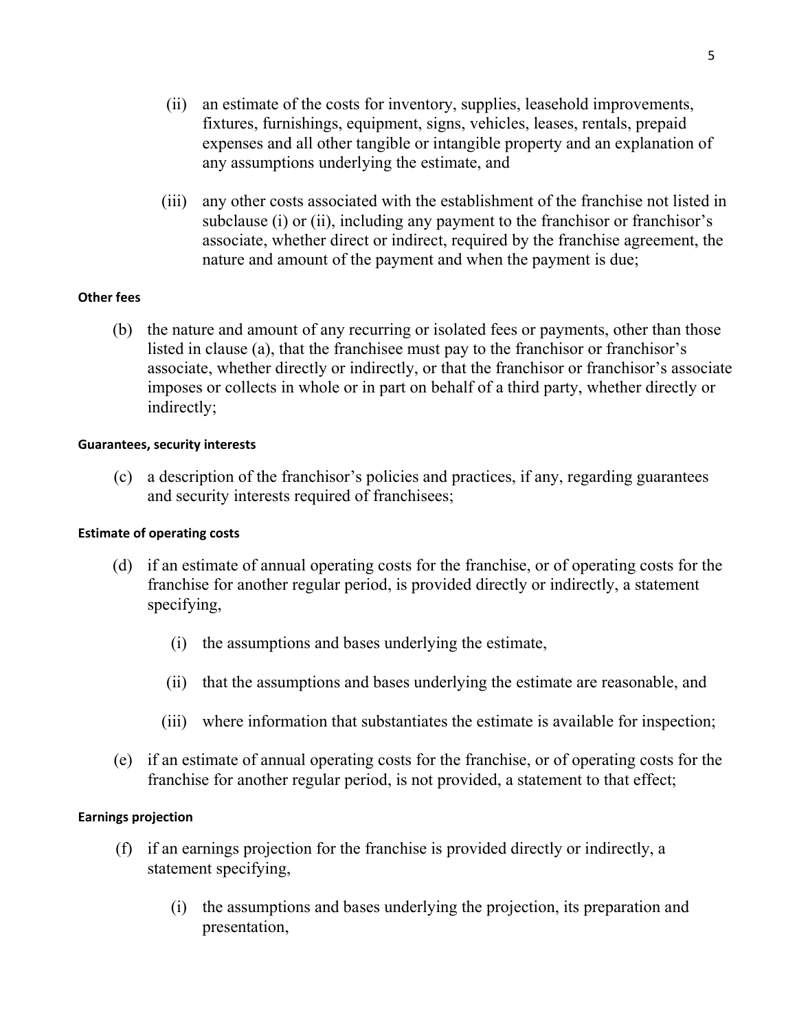(ii) an estimate of the costs for inventory, supplies, leasehold improvements, fixtures, furnishings, equipment, signs, vehicles, leases, rentals, prepaid expenses and all other tangible or intangible property and an explanation of any assumptions underlying the estimate, and

(iii) any other costs associated with the establishment of the franchise not listed in subclause (i) or (ii), including any payment to the franchisor or franchisor's associate, whether direct or indirect, required by the franchise agreement, the nature and amount of the payment and when the payment is due;

**Other fees**

(b) the nature and amount of any recurring or isolated fees or payments, other than those listed in clause (a), that the franchisee must pay to the franchisor or franchisor's associate, whether directly or indirectly, or that the franchisor or franchisor's associate imposes or collects in whole or in part on behalf of a third party, whether directly or indirectly;

**Guarantees, security interests**

(c) a description of the franchisor's policies and practices, if any, regarding guarantees and security interests required of franchisees;

**Estimate of operating costs**

(d) if an estimate of annual operating costs for the franchise, or of operating costs for the franchise for another regular period, is provided directly or indirectly, a statement specifying,

(i) the assumptions and bases underlying the estimate,

(ii) that the assumptions and bases underlying the estimate are reasonable, and

(iii) where information that substantiates the estimate is available for inspection;

(e) if an estimate of annual operating costs for the franchise, or of operating costs for the franchise for another regular period, is not provided, a statement to that effect;

**Earnings projection**

(f) if an earnings projection for the franchise is provided directly or indirectly, a statement specifying,

(i) the assumptions and bases underlying the projection, its preparation and presentation,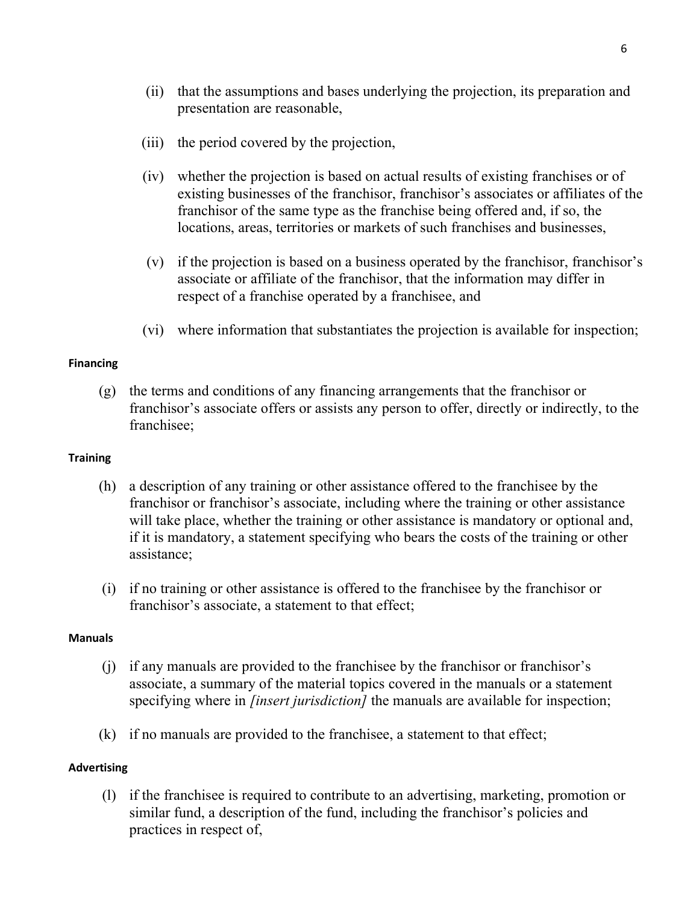(ii) that the assumptions and bases underlying the projection, its preparation and presentation are reasonable,

(iii) the period covered by the projection,

(iv) whether the projection is based on actual results of existing franchises or of existing businesses of the franchisor, franchisor's associates or affiliates of the franchisor of the same type as the franchise being offered and, if so, the locations, areas, territories or markets of such franchises and businesses,

(v) if the projection is based on a business operated by the franchisor, franchisor's associate or affiliate of the franchisor, that the information may differ in respect of a franchise operated by a franchisee, and

(vi) where information that substantiates the projection is available for inspection;

**Financing**

(g) the terms and conditions of any financing arrangements that the franchisor or franchisor's associate offers or assists any person to offer, directly or indirectly, to the franchisee;

**Training**

(h) a description of any training or other assistance offered to the franchisee by the franchisor or franchisor's associate, including where the training or other assistance will take place, whether the training or other assistance is mandatory or optional and, if it is mandatory, a statement specifying who bears the costs of the training or other assistance;

(i) if no training or other assistance is offered to the franchisee by the franchisor or franchisor's associate, a statement to that effect;

**Manuals**

(j) if any manuals are provided to the franchisee by the franchisor or franchisor's associate, a summary of the material topics covered in the manuals or a statement specifying where in *[insert jurisdiction]* the manuals are available for inspection;

(k) if no manuals are provided to the franchisee, a statement to that effect;

**Advertising**

(l) if the franchisee is required to contribute to an advertising, marketing, promotion or similar fund, a description of the fund, including the franchisor's policies and practices in respect of,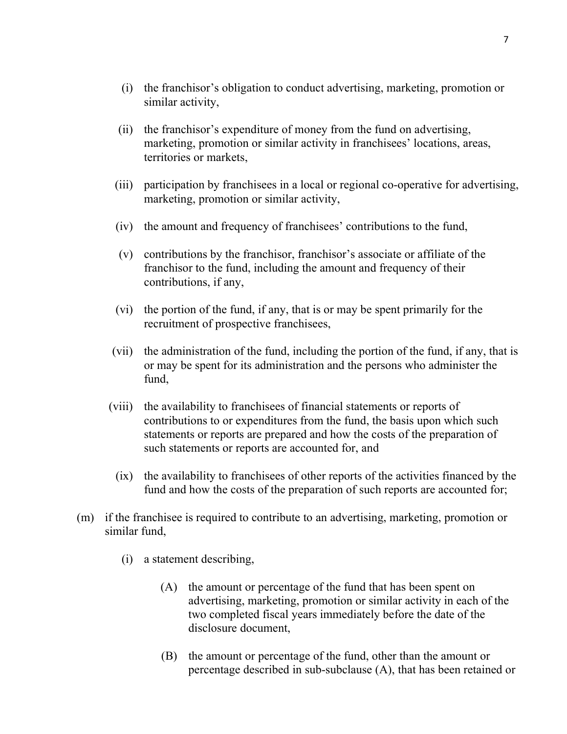(i) the franchisor's obligation to conduct advertising, marketing, promotion or similar activity,

(ii) the franchisor's expenditure of money from the fund on advertising, marketing, promotion or similar activity in franchisees' locations, areas, territories or markets,

(iii) participation by franchisees in a local or regional co-operative for advertising, marketing, promotion or similar activity,

(iv) the amount and frequency of franchisees' contributions to the fund,

(v) contributions by the franchisor, franchisor's associate or affiliate of the franchisor to the fund, including the amount and frequency of their contributions, if any,

(vi) the portion of the fund, if any, that is or may be spent primarily for the recruitment of prospective franchisees,

(vii) the administration of the fund, including the portion of the fund, if any, that is or may be spent for its administration and the persons who administer the fund,

(viii) the availability to franchisees of financial statements or reports of contributions to or expenditures from the fund, the basis upon which such statements or reports are prepared and how the costs of the preparation of such statements or reports are accounted for, and

(ix) the availability to franchisees of other reports of the activities financed by the fund and how the costs of the preparation of such reports are accounted for;

(m) if the franchisee is required to contribute to an advertising, marketing, promotion or similar fund,

(i) a statement describing,

(A) the amount or percentage of the fund that has been spent on advertising, marketing, promotion or similar activity in each of the two completed fiscal years immediately before the date of the disclosure document,

(B) the amount or percentage of the fund, other than the amount or percentage described in sub-subclause (A), that has been retained or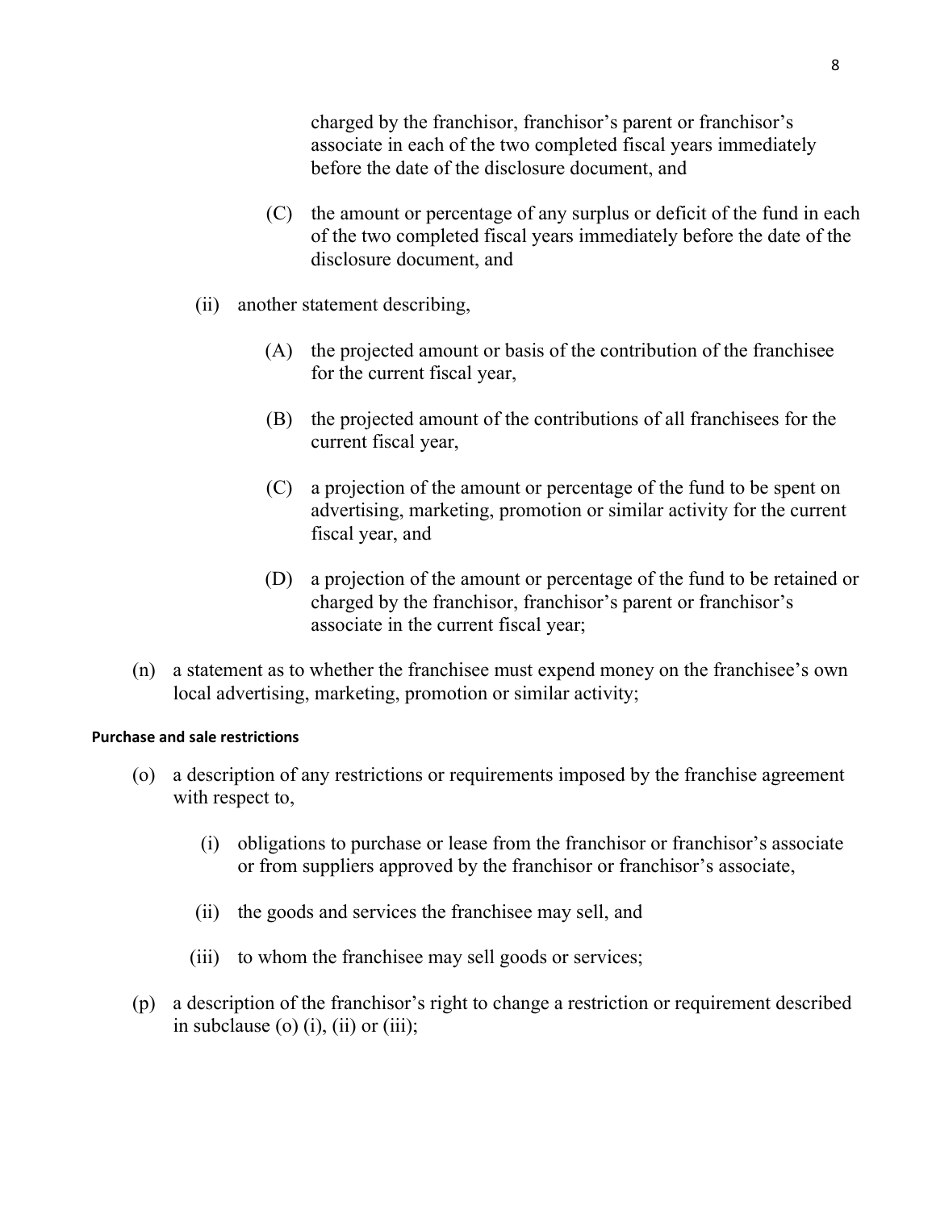charged by the franchisor, franchisor's parent or franchisor's associate in each of the two completed fiscal years immediately before the date of the disclosure document, and

(C) the amount or percentage of any surplus or deficit of the fund in each of the two completed fiscal years immediately before the date of the disclosure document, and

(ii) another statement describing,

(A) the projected amount or basis of the contribution of the franchisee for the current fiscal year,

(B) the projected amount of the contributions of all franchisees for the current fiscal year,

(C) a projection of the amount or percentage of the fund to be spent on advertising, marketing, promotion or similar activity for the current fiscal year, and

(D) a projection of the amount or percentage of the fund to be retained or charged by the franchisor, franchisor's parent or franchisor's associate in the current fiscal year;

(n) a statement as to whether the franchisee must expend money on the franchisee's own local advertising, marketing, promotion or similar activity;

**Purchase and sale restrictions**

(o) a description of any restrictions or requirements imposed by the franchise agreement with respect to,

(i) obligations to purchase or lease from the franchisor or franchisor's associate or from suppliers approved by the franchisor or franchisor's associate,

(ii) the goods and services the franchisee may sell, and

(iii) to whom the franchisee may sell goods or services;

(p) a description of the franchisor's right to change a restriction or requirement described in subclause (o) (i), (ii) or (iii);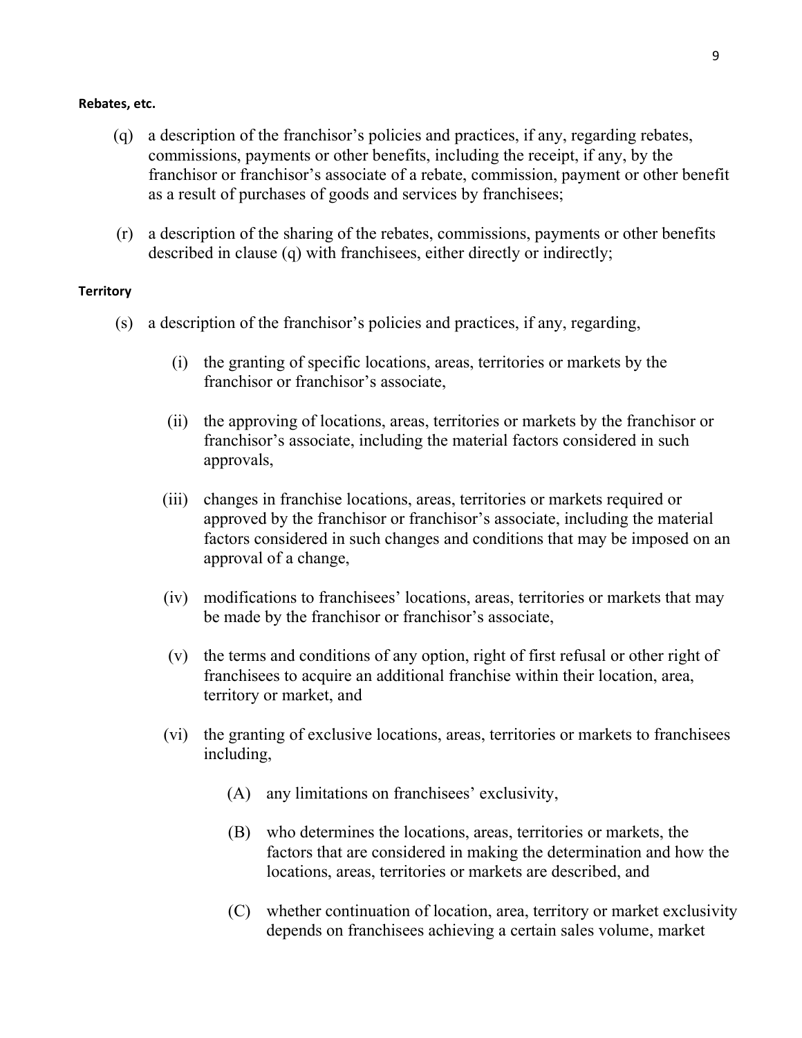**Rebates, etc.**

(q) a description of the franchisor's policies and practices, if any, regarding rebates, commissions, payments or other benefits, including the receipt, if any, by the franchisor or franchisor's associate of a rebate, commission, payment or other benefit as a result of purchases of goods and services by franchisees;

(r) a description of the sharing of the rebates, commissions, payments or other benefits described in clause (q) with franchisees, either directly or indirectly;

**Territory**

(s) a description of the franchisor's policies and practices, if any, regarding,

(i) the granting of specific locations, areas, territories or markets by the franchisor or franchisor's associate,

(ii) the approving of locations, areas, territories or markets by the franchisor or franchisor's associate, including the material factors considered in such approvals,

(iii) changes in franchise locations, areas, territories or markets required or approved by the franchisor or franchisor's associate, including the material factors considered in such changes and conditions that may be imposed on an approval of a change,

(iv) modifications to franchisees' locations, areas, territories or markets that may be made by the franchisor or franchisor's associate,

(v) the terms and conditions of any option, right of first refusal or other right of franchisees to acquire an additional franchise within their location, area, territory or market, and

(vi) the granting of exclusive locations, areas, territories or markets to franchisees including,

(A) any limitations on franchisees' exclusivity,

(B) who determines the locations, areas, territories or markets, the factors that are considered in making the determination and how the locations, areas, territories or markets are described, and

(C) whether continuation of location, area, territory or market exclusivity depends on franchisees achieving a certain sales volume, market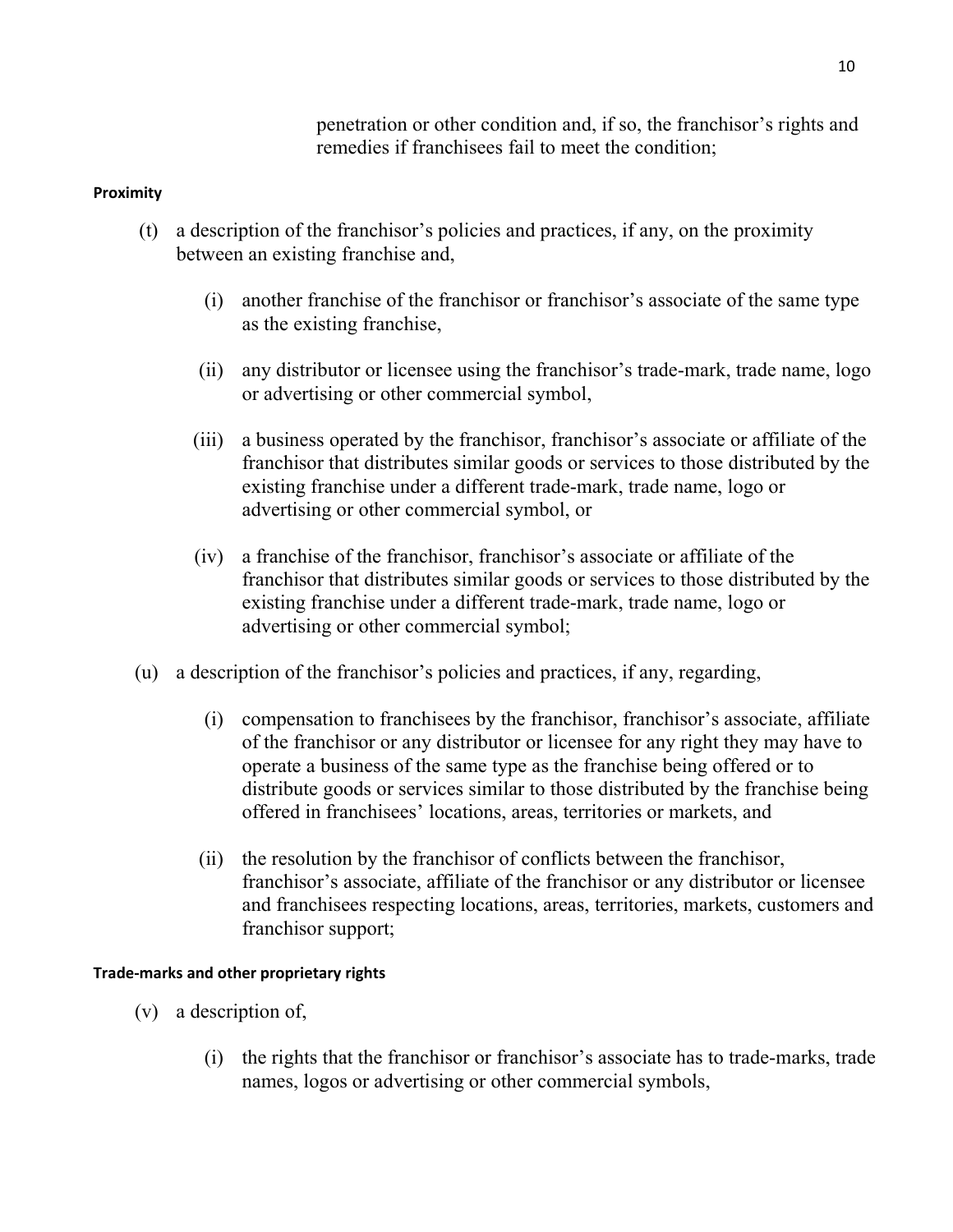penetration or other condition and, if so, the franchisor's rights and remedies if franchisees fail to meet the condition;

**Proximity**

(t) a description of the franchisor's policies and practices, if any, on the proximity between an existing franchise and,

(i) another franchise of the franchisor or franchisor's associate of the same type as the existing franchise,

(ii) any distributor or licensee using the franchisor's trade-mark, trade name, logo or advertising or other commercial symbol,

(iii) a business operated by the franchisor, franchisor's associate or affiliate of the franchisor that distributes similar goods or services to those distributed by the existing franchise under a different trade-mark, trade name, logo or advertising or other commercial symbol, or

(iv) a franchise of the franchisor, franchisor's associate or affiliate of the franchisor that distributes similar goods or services to those distributed by the existing franchise under a different trade-mark, trade name, logo or advertising or other commercial symbol;

(u) a description of the franchisor's policies and practices, if any, regarding,

(i) compensation to franchisees by the franchisor, franchisor's associate, affiliate of the franchisor or any distributor or licensee for any right they may have to operate a business of the same type as the franchise being offered or to distribute goods or services similar to those distributed by the franchise being offered in franchisees' locations, areas, territories or markets, and

(ii) the resolution by the franchisor of conflicts between the franchisor, franchisor's associate, affiliate of the franchisor or any distributor or licensee and franchisees respecting locations, areas, territories, markets, customers and franchisor support;

**Trade-marks and other proprietary rights**

(v) a description of,

(i) the rights that the franchisor or franchisor's associate has to trade-marks, trade names, logos or advertising or other commercial symbols,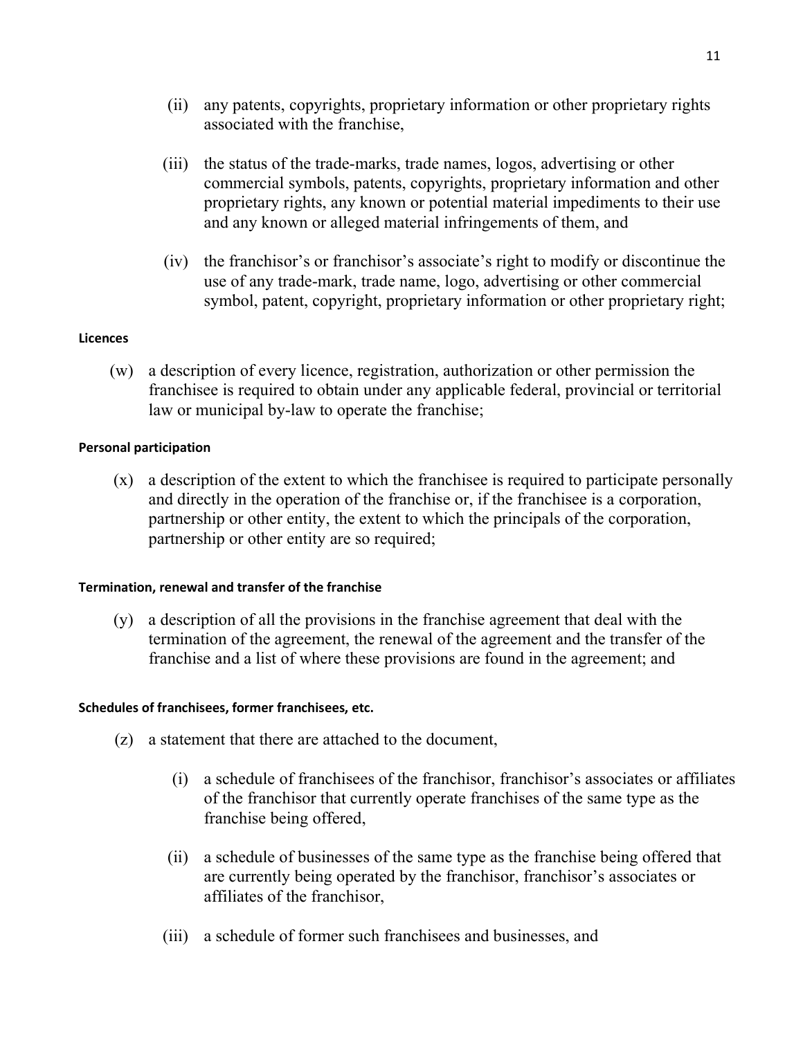(ii) any patents, copyrights, proprietary information or other proprietary rights associated with the franchise,

(iii) the status of the trade-marks, trade names, logos, advertising or other commercial symbols, patents, copyrights, proprietary information and other proprietary rights, any known or potential material impediments to their use and any known or alleged material infringements of them, and

(iv) the franchisor's or franchisor's associate's right to modify or discontinue the use of any trade-mark, trade name, logo, advertising or other commercial symbol, patent, copyright, proprietary information or other proprietary right;

**Licences**

(w) a description of every licence, registration, authorization or other permission the franchisee is required to obtain under any applicable federal, provincial or territorial law or municipal by-law to operate the franchise;

**Personal participation**

(x) a description of the extent to which the franchisee is required to participate personally and directly in the operation of the franchise or, if the franchisee is a corporation, partnership or other entity, the extent to which the principals of the corporation, partnership or other entity are so required;

**Termination, renewal and transfer of the franchise**

(y) a description of all the provisions in the franchise agreement that deal with the termination of the agreement, the renewal of the agreement and the transfer of the franchise and a list of where these provisions are found in the agreement; and

**Schedules of franchisees, former franchisees, etc.**

(z) a statement that there are attached to the document,

(i) a schedule of franchisees of the franchisor, franchisor's associates or affiliates of the franchisor that currently operate franchises of the same type as the franchise being offered,

(ii) a schedule of businesses of the same type as the franchise being offered that are currently being operated by the franchisor, franchisor's associates or affiliates of the franchisor,

(iii) a schedule of former such franchisees and businesses, and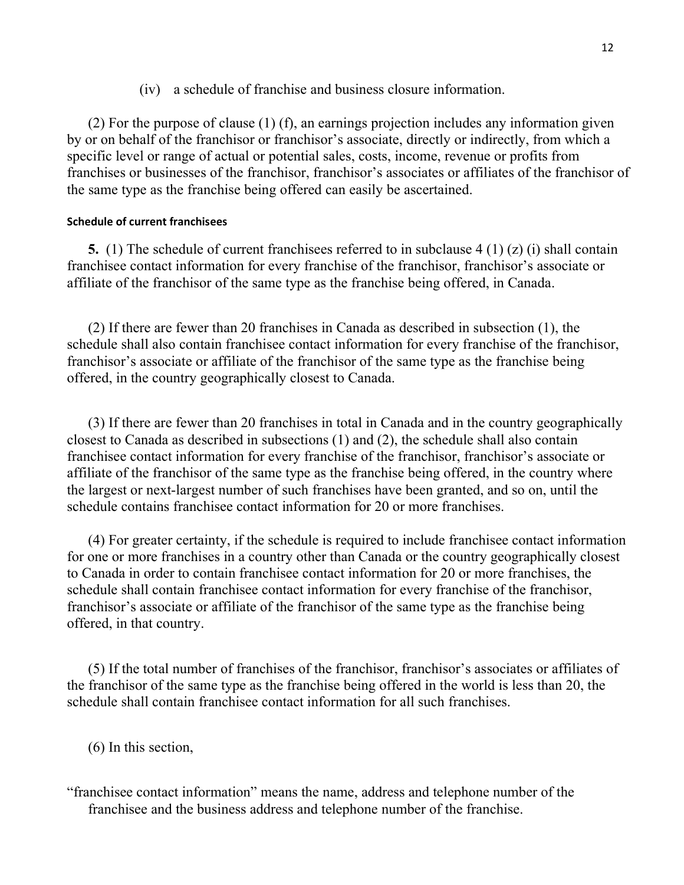(iv) a schedule of franchise and business closure information.

(2) For the purpose of clause (1) (f), an earnings projection includes any information given by or on behalf of the franchisor or franchisor's associate, directly or indirectly, from which a specific level or range of actual or potential sales, costs, income, revenue or profits from franchises or businesses of the franchisor, franchisor's associates or affiliates of the franchisor of the same type as the franchise being offered can easily be ascertained.

#### Schedule of current franchisees

**5.** (1) The schedule of current franchisees referred to in subclause 4 (1) (z) (i) shall contain franchisee contact information for every franchise of the franchisor, franchisor's associate or affiliate of the franchisor of the same type as the franchise being offered, in Canada.

(2) If there are fewer than 20 franchises in Canada as described in subsection (1), the schedule shall also contain franchisee contact information for every franchise of the franchisor, franchisor's associate or affiliate of the franchisor of the same type as the franchise being offered, in the country geographically closest to Canada.

(3) If there are fewer than 20 franchises in total in Canada and in the country geographically closest to Canada as described in subsections (1) and (2), the schedule shall also contain franchisee contact information for every franchise of the franchisor, franchisor's associate or affiliate of the franchisor of the same type as the franchise being offered, in the country where the largest or next-largest number of such franchises have been granted, and so on, until the schedule contains franchisee contact information for 20 or more franchises.

(4) For greater certainty, if the schedule is required to include franchisee contact information for one or more franchises in a country other than Canada or the country geographically closest to Canada in order to contain franchisee contact information for 20 or more franchises, the schedule shall contain franchisee contact information for every franchise of the franchisor, franchisor's associate or affiliate of the franchisor of the same type as the franchise being offered, in that country.

(5) If the total number of franchises of the franchisor, franchisor's associates or affiliates of the franchisor of the same type as the franchise being offered in the world is less than 20, the schedule shall contain franchisee contact information for all such franchises.

(6) In this section,

"franchisee contact information" means the name, address and telephone number of the franchisee and the business address and telephone number of the franchise.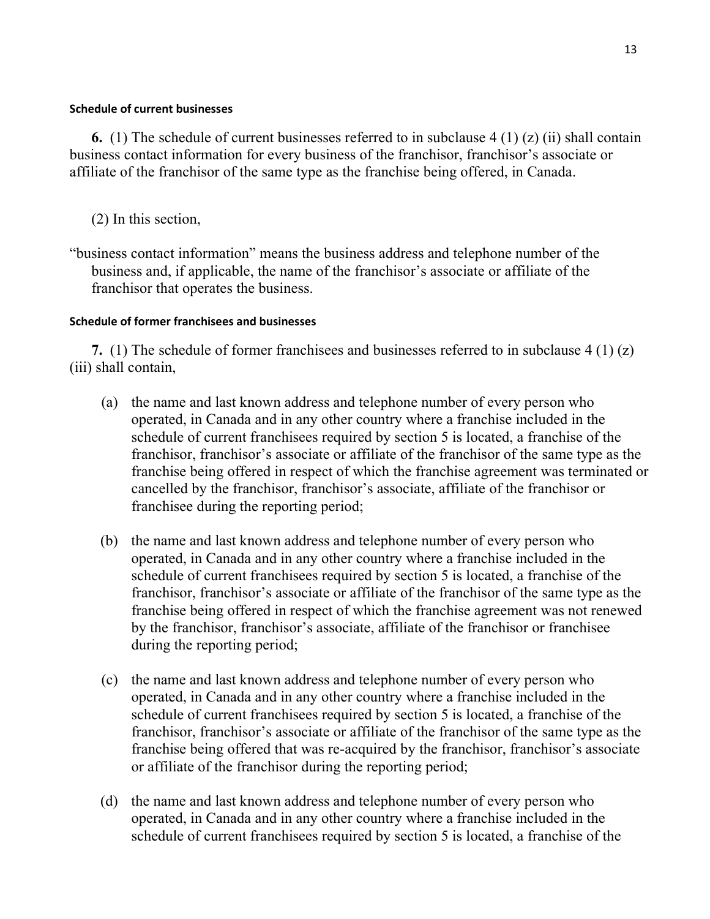#### Schedule of current businesses

**6.** (1) The schedule of current businesses referred to in subclause 4 (1) (z) (ii) shall contain business contact information for every business of the franchisor, franchisor's associate or affiliate of the franchisor of the same type as the franchise being offered, in Canada.

(2) In this section,

"business contact information" means the business address and telephone number of the business and, if applicable, the name of the franchisor's associate or affiliate of the franchisor that operates the business.

#### Schedule of former franchisees and businesses

**7.** (1) The schedule of former franchisees and businesses referred to in subclause 4 (1) (z) (iii) shall contain,

(a) the name and last known address and telephone number of every person who operated, in Canada and in any other country where a franchise included in the schedule of current franchisees required by section 5 is located, a franchise of the franchisor, franchisor's associate or affiliate of the franchisor of the same type as the franchise being offered in respect of which the franchise agreement was terminated or cancelled by the franchisor, franchisor's associate, affiliate of the franchisor or franchisee during the reporting period;

(b) the name and last known address and telephone number of every person who operated, in Canada and in any other country where a franchise included in the schedule of current franchisees required by section 5 is located, a franchise of the franchisor, franchisor's associate or affiliate of the franchisor of the same type as the franchise being offered in respect of which the franchise agreement was not renewed by the franchisor, franchisor's associate, affiliate of the franchisor or franchisee during the reporting period;

(c) the name and last known address and telephone number of every person who operated, in Canada and in any other country where a franchise included in the schedule of current franchisees required by section 5 is located, a franchise of the franchisor, franchisor's associate or affiliate of the franchisor of the same type as the franchise being offered that was re-acquired by the franchisor, franchisor's associate or affiliate of the franchisor during the reporting period;

(d) the name and last known address and telephone number of every person who operated, in Canada and in any other country where a franchise included in the schedule of current franchisees required by section 5 is located, a franchise of the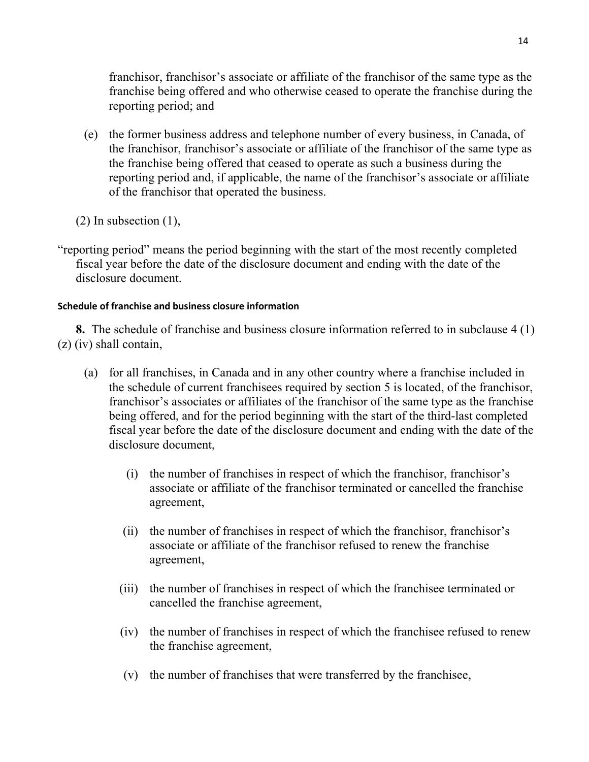franchisor, franchisor's associate or affiliate of the franchisor of the same type as the franchise being offered and who otherwise ceased to operate the franchise during the reporting period; and

(e) the former business address and telephone number of every business, in Canada, of the franchisor, franchisor's associate or affiliate of the franchisor of the same type as the franchise being offered that ceased to operate as such a business during the reporting period and, if applicable, the name of the franchisor's associate or affiliate of the franchisor that operated the business.

(2) In subsection (1),

"reporting period" means the period beginning with the start of the most recently completed fiscal year before the date of the disclosure document and ending with the date of the disclosure document.

#### Schedule of franchise and business closure information

**8.** The schedule of franchise and business closure information referred to in subclause 4 (1) (z) (iv) shall contain,

(a) for all franchises, in Canada and in any other country where a franchise included in the schedule of current franchisees required by section 5 is located, of the franchisor, franchisor's associates or affiliates of the franchisor of the same type as the franchise being offered, and for the period beginning with the start of the third-last completed fiscal year before the date of the disclosure document and ending with the date of the disclosure document,

(i) the number of franchises in respect of which the franchisor, franchisor's associate or affiliate of the franchisor terminated or cancelled the franchise agreement,

(ii) the number of franchises in respect of which the franchisor, franchisor's associate or affiliate of the franchisor refused to renew the franchise agreement,

(iii) the number of franchises in respect of which the franchisee terminated or cancelled the franchise agreement,

(iv) the number of franchises in respect of which the franchisee refused to renew the franchise agreement,

(v) the number of franchises that were transferred by the franchisee,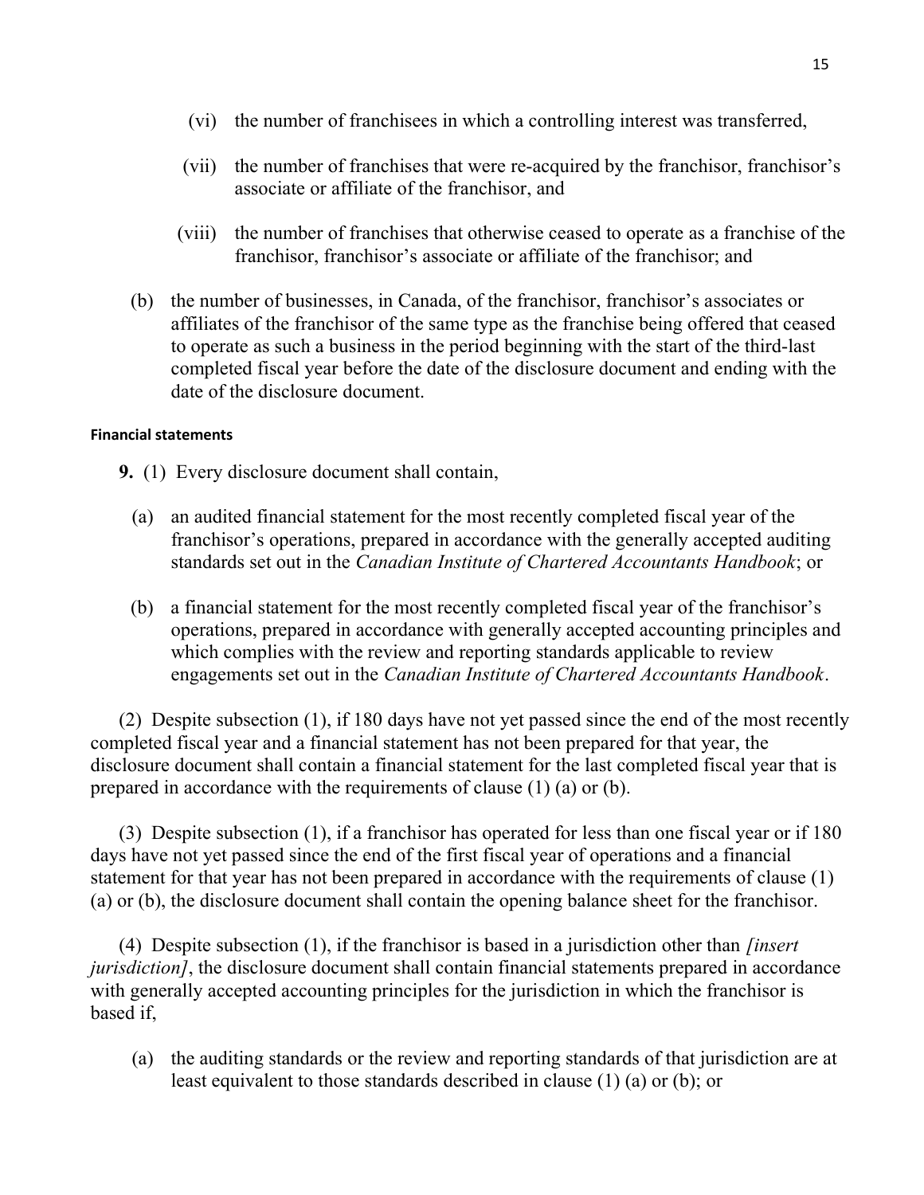(vi) the number of franchisees in which a controlling interest was transferred,

(vii) the number of franchises that were re-acquired by the franchisor, franchisor's associate or affiliate of the franchisor, and

(viii) the number of franchises that otherwise ceased to operate as a franchise of the franchisor, franchisor's associate or affiliate of the franchisor; and

(b) the number of businesses, in Canada, of the franchisor, franchisor's associates or affiliates of the franchisor of the same type as the franchise being offered that ceased to operate as such a business in the period beginning with the start of the third-last completed fiscal year before the date of the disclosure document and ending with the date of the disclosure document.

#### Financial statements

**9.** (1) Every disclosure document shall contain,

(a) an audited financial statement for the most recently completed fiscal year of the franchisor's operations, prepared in accordance with the generally accepted auditing standards set out in the *Canadian Institute of Chartered Accountants Handbook*; or

(b) a financial statement for the most recently completed fiscal year of the franchisor's operations, prepared in accordance with generally accepted accounting principles and which complies with the review and reporting standards applicable to review engagements set out in the *Canadian Institute of Chartered Accountants Handbook*.

(2) Despite subsection (1), if 180 days have not yet passed since the end of the most recently completed fiscal year and a financial statement has not been prepared for that year, the disclosure document shall contain a financial statement for the last completed fiscal year that is prepared in accordance with the requirements of clause (1) (a) or (b).

(3) Despite subsection (1), if a franchisor has operated for less than one fiscal year or if 180 days have not yet passed since the end of the first fiscal year of operations and a financial statement for that year has not been prepared in accordance with the requirements of clause (1) (a) or (b), the disclosure document shall contain the opening balance sheet for the franchisor.

(4) Despite subsection (1), if the franchisor is based in a jurisdiction other than *[insert jurisdiction]*, the disclosure document shall contain financial statements prepared in accordance with generally accepted accounting principles for the jurisdiction in which the franchisor is based if,

(a) the auditing standards or the review and reporting standards of that jurisdiction are at least equivalent to those standards described in clause (1) (a) or (b); or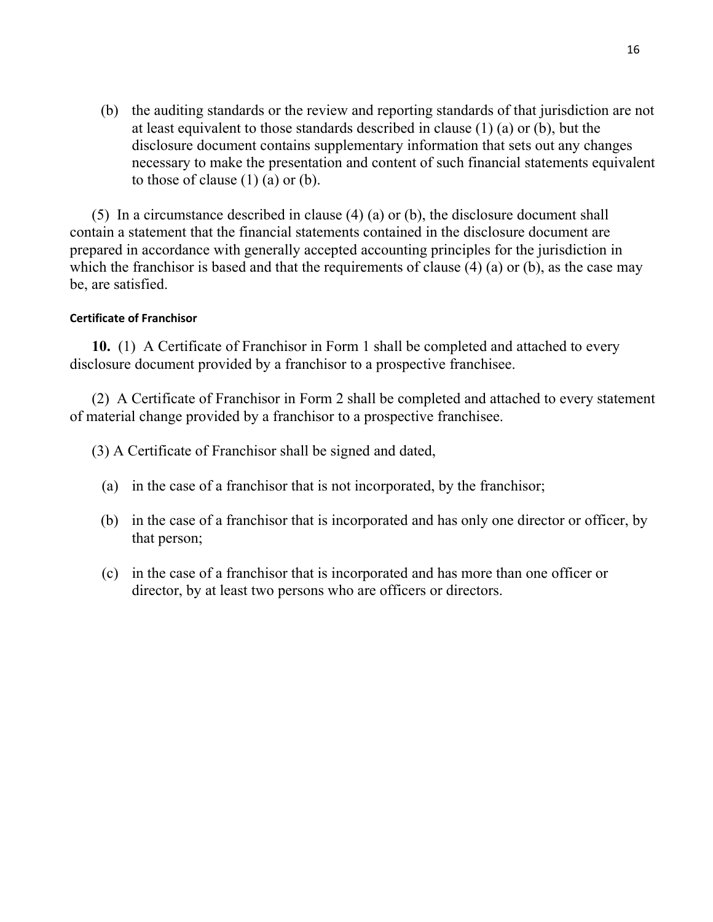(b) the auditing standards or the review and reporting standards of that jurisdiction are not at least equivalent to those standards described in clause (1) (a) or (b), but the disclosure document contains supplementary information that sets out any changes necessary to make the presentation and content of such financial statements equivalent to those of clause (1) (a) or (b).

(5) In a circumstance described in clause (4) (a) or (b), the disclosure document shall contain a statement that the financial statements contained in the disclosure document are prepared in accordance with generally accepted accounting principles for the jurisdiction in which the franchisor is based and that the requirements of clause (4) (a) or (b), as the case may be, are satisfied.

#### Certificate of Franchisor

**10.** (1) A Certificate of Franchisor in Form 1 shall be completed and attached to every disclosure document provided by a franchisor to a prospective franchisee.

(2) A Certificate of Franchisor in Form 2 shall be completed and attached to every statement of material change provided by a franchisor to a prospective franchisee.

(3) A Certificate of Franchisor shall be signed and dated,

(a) in the case of a franchisor that is not incorporated, by the franchisor;

(b) in the case of a franchisor that is incorporated and has only one director or officer, by that person;

(c) in the case of a franchisor that is incorporated and has more than one officer or director, by at least two persons who are officers or directors.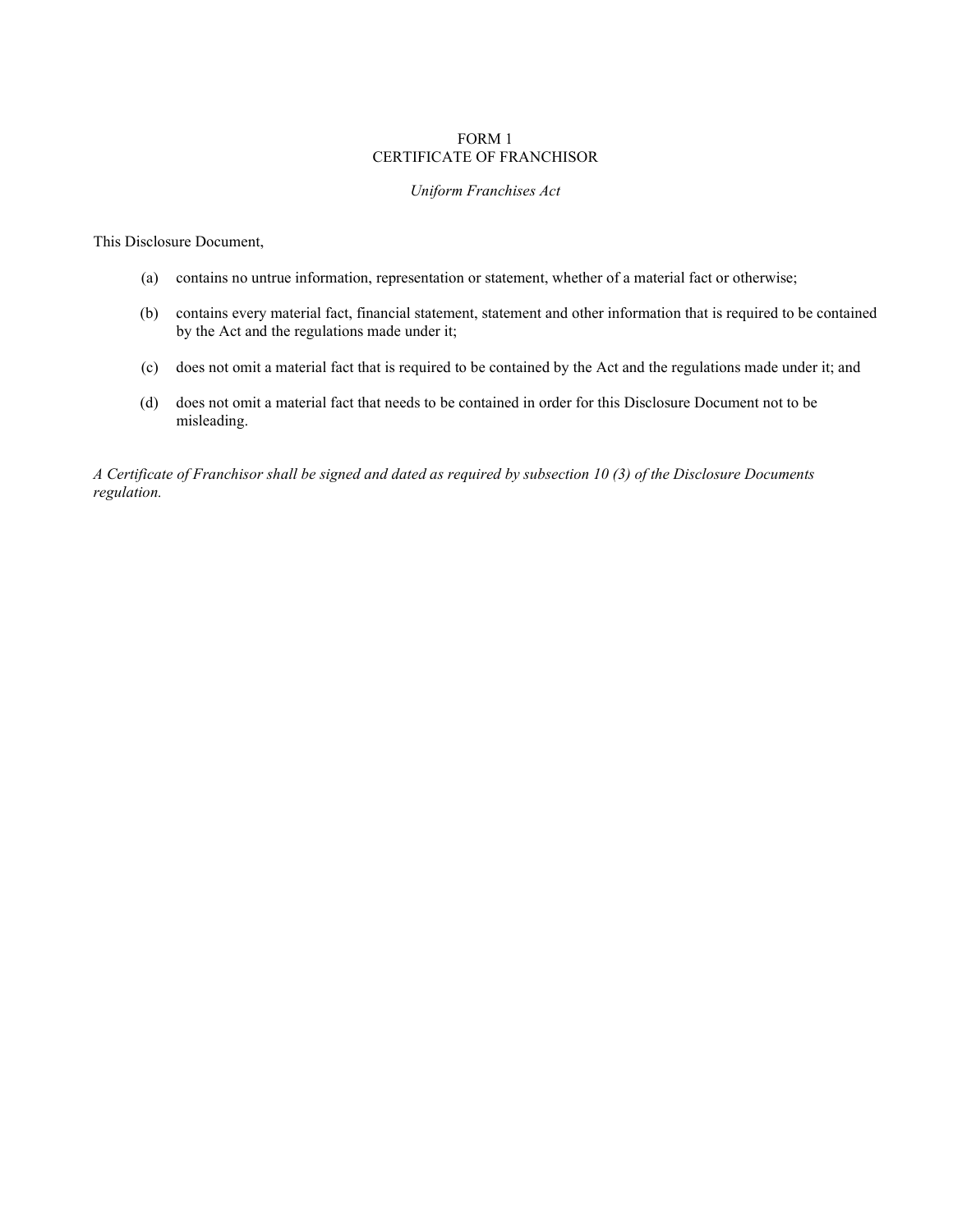# FORM 1
# CERTIFICATE OF FRANCHISOR

*Uniform Franchises Act*

This Disclosure Document,

(a) contains no untrue information, representation or statement, whether of a material fact or otherwise;

(b) contains every material fact, financial statement, statement and other information that is required to be contained by the Act and the regulations made under it;

(c) does not omit a material fact that is required to be contained by the Act and the regulations made under it; and

(d) does not omit a material fact that needs to be contained in order for this Disclosure Document not to be misleading.

*A Certificate of Franchisor shall be signed and dated as required by subsection 10 (3) of the Disclosure Documents regulation.*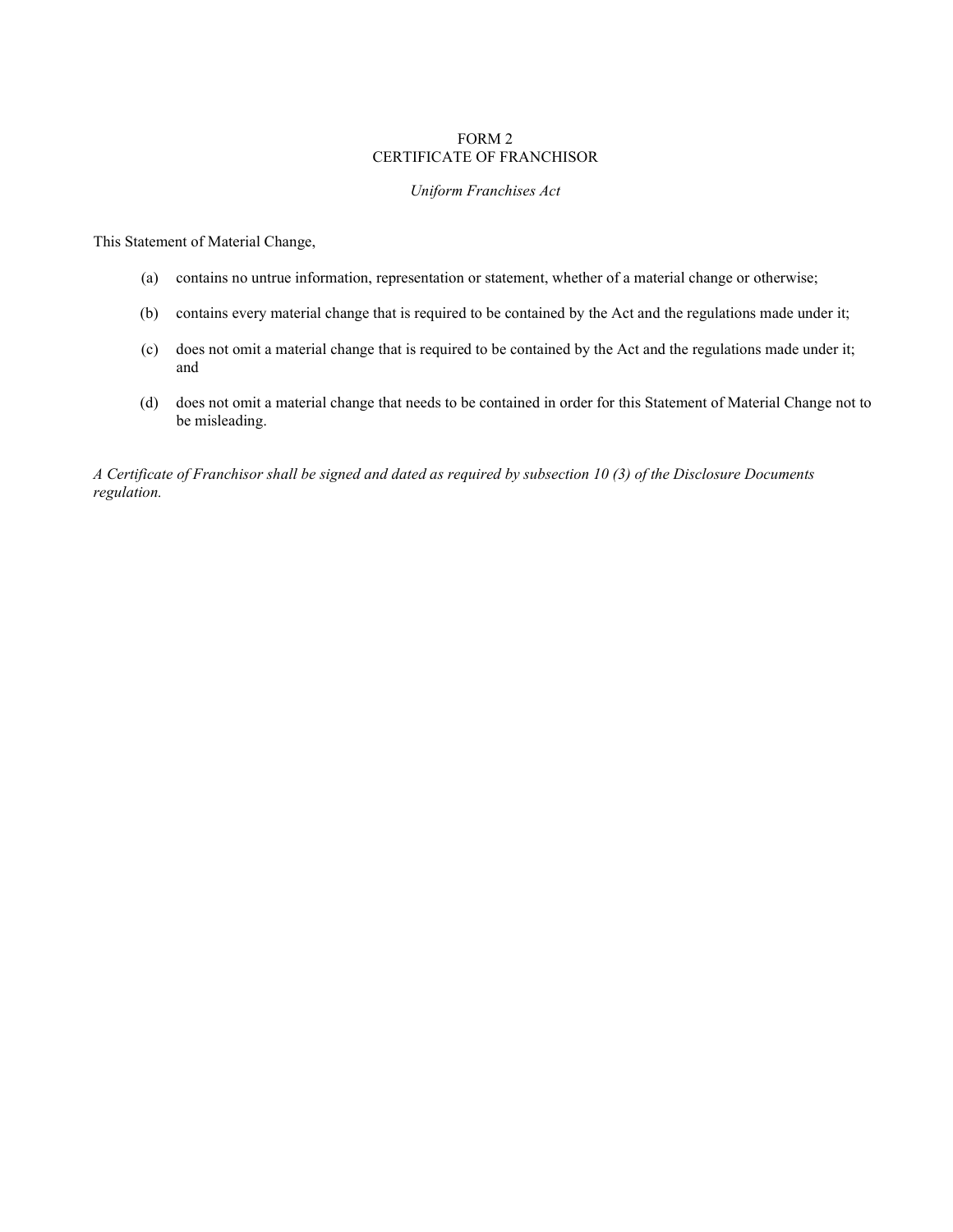# FORM 2
# CERTIFICATE OF FRANCHISOR

*Uniform Franchises Act*

This Statement of Material Change,

(a) contains no untrue information, representation or statement, whether of a material change or otherwise;

(b) contains every material change that is required to be contained by the Act and the regulations made under it;

(c) does not omit a material change that is required to be contained by the Act and the regulations made under it; and

(d) does not omit a material change that needs to be contained in order for this Statement of Material Change not to be misleading.

*A Certificate of Franchisor shall be signed and dated as required by subsection 10 (3) of the Disclosure Documents regulation.*